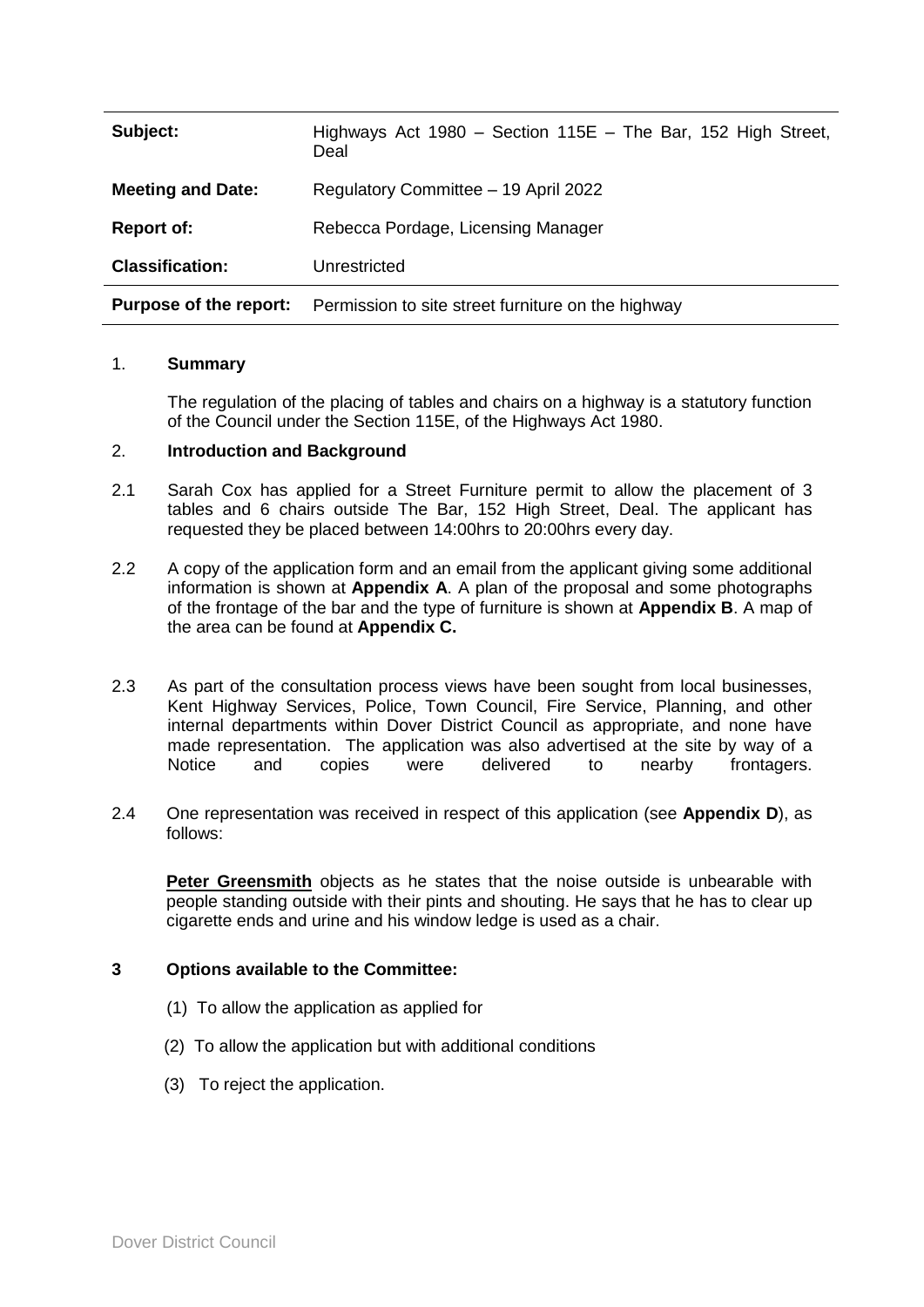| | |
|---|---|
| **Subject:** | Highways Act 1980 – Section 115E – The Bar, 152 High Street, Deal |
| **Meeting and Date:** | Regulatory Committee – 19 April 2022 |
| **Report of:** | Rebecca Pordage, Licensing Manager |
| **Classification:** | Unrestricted |
| **Purpose of the report:** | Permission to site street furniture on the highway |

## 1. Summary

The regulation of the placing of tables and chairs on a highway is a statutory function of the Council under the Section 115E, of the Highways Act 1980.

## 2. Introduction and Background

2.1 Sarah Cox has applied for a Street Furniture permit to allow the placement of 3 tables and 6 chairs outside The Bar, 152 High Street, Deal. The applicant has requested they be placed between 14:00hrs to 20:00hrs every day.

2.2 A copy of the application form and an email from the applicant giving some additional information is shown at **Appendix A**. A plan of the proposal and some photographs of the frontage of the bar and the type of furniture is shown at **Appendix B**. A map of the area can be found at **Appendix C.**

2.3 As part of the consultation process views have been sought from local businesses, Kent Highway Services, Police, Town Council, Fire Service, Planning, and other internal departments within Dover District Council as appropriate, and none have made representation. The application was also advertised at the site by way of a Notice and copies were delivered to nearby frontagers.

2.4 One representation was received in respect of this application (see **Appendix D**), as follows:

**Peter Greensmith** objects as he states that the noise outside is unbearable with people standing outside with their pints and shouting. He says that he has to clear up cigarette ends and urine and his window ledge is used as a chair.

## 3 Options available to the Committee:

(1) To allow the application as applied for

(2) To allow the application but with additional conditions

(3) To reject the application.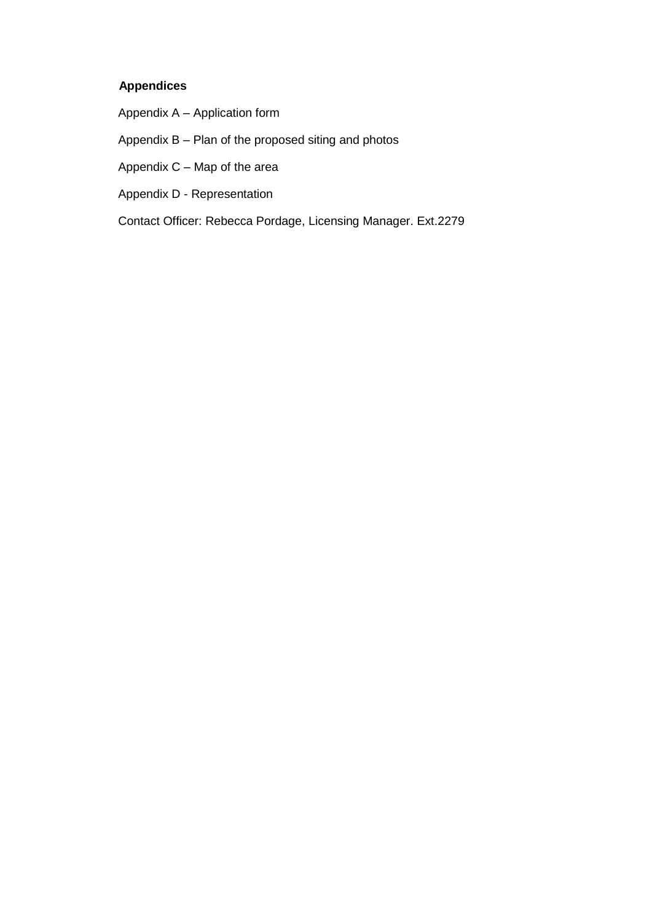**Appendices**

Appendix A – Application form

Appendix B – Plan of the proposed siting and photos

Appendix C – Map of the area

Appendix D - Representation

Contact Officer: Rebecca Pordage, Licensing Manager. Ext.2279